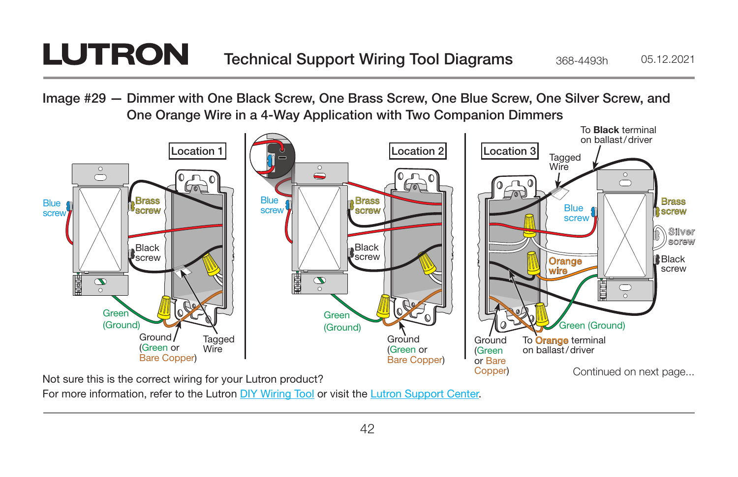# LUTRON Technical Support Wiring Tool Diagrams

368-4493h 05.12.2021

## Image #29 — Dimmer with One Black Screw, One Brass Screw, One Blue Screw, One Silver Screw, and One Orange Wire in a 4-Way Application with Two Companion Dimmers

Location 1

Blue screw

Brass screw

Black screw

Green (Ground)

Ground (Green or Bare Copper)

Tagged Wire

Location 2

Blue screw

Brass screw

Black screw

Green (Ground)

Ground (Green or Bare Copper)

Location 3

To **Black** terminal on ballast/driver

Tagged Wire

Blue screw

Brass screw

Silver screw

Orange wire

Black screw

Green (Ground)

Ground (Green or Bare Copper)

To Orange terminal on ballast/driver

Continued on next page...

Not sure this is the correct wiring for your Lutron product?
For more information, refer to the Lutron DIY Wiring Tool or visit the Lutron Support Center.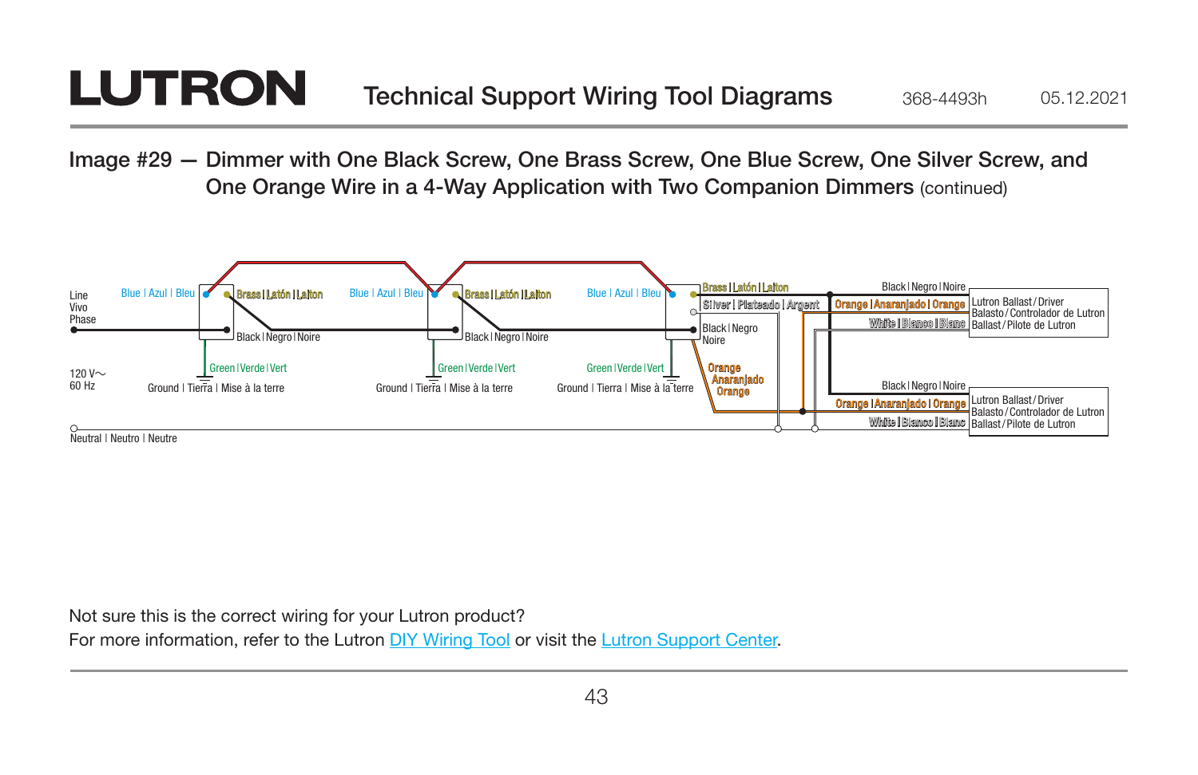## Image #29 — Dimmer with One Black Screw, One Brass Screw, One Blue Screw, One Silver Screw, and One Orange Wire in a 4-Way Application with Two Companion Dimmers (continued)

Line
Vivo
Phase

Blue | Azul | Bleu
Brass | Latón | Laiton
Black | Negro | Noire
Green | Verde | Vert
Ground | Tierra | Mise à la terre

Blue | Azul | Bleu
Brass | Latón | Laiton
Black | Negro | Noire
Green | Verde | Vert
Ground | Tierra | Mise à la terre

Blue | Azul | Bleu
Brass | Latón | Laiton
Silver | Plateado | Argent
Black | Negro
Noire
Green | Verde | Vert
Ground | Tierra | Mise à la terre
Orange
Anaranjado
Orange

120 V~
60 Hz

Neutral | Neutro | Neutre

Black | Negro | Noire
Orange | Anaranjado | Orange
White | Blanco | Blanc
Lutron Ballast / Driver
Balasto / Controlador de Lutron
Ballast / Pilote de Lutron

Black | Negro | Noire
Orange | Anaranjado | Orange
White | Blanco | Blanc
Lutron Ballast / Driver
Balasto / Controlador de Lutron
Ballast / Pilote de Lutron

Not sure this is the correct wiring for your Lutron product?
For more information, refer to the Lutron DIY Wiring Tool or visit the Lutron Support Center.